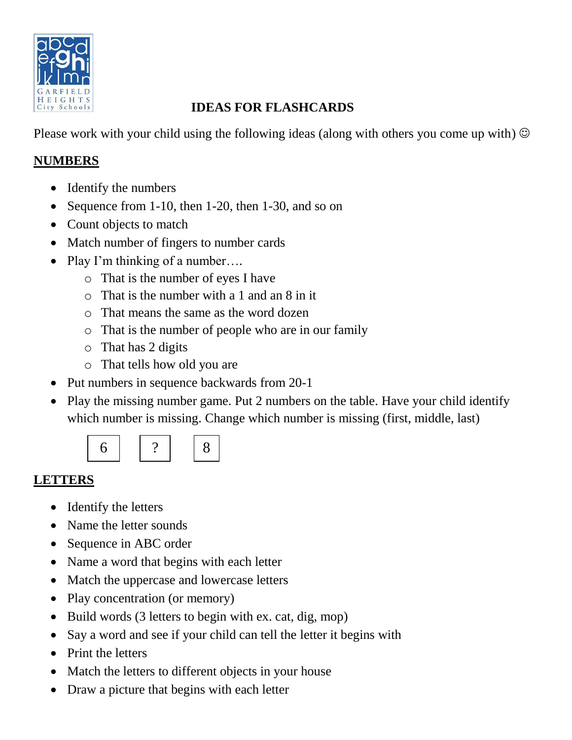# IDEAS FOR FLASHCARDS

Please work with your child using the following ideas (along with others you come up with) ☺

## NUMBERS

- Identify the numbers
- Sequence from 1-10, then 1-20, then 1-30, and so on
- Count objects to match
- Match number of fingers to number cards
- Play I'm thinking of a number….
  - That is the number of eyes I have
  - That is the number with a 1 and an 8 in it
  - That means the same as the word dozen
  - That is the number of people who are in our family
  - That has 2 digits
  - That tells how old you are
- Put numbers in sequence backwards from 20-1
- Play the missing number game. Put 2 numbers on the table. Have your child identify which number is missing. Change which number is missing (first, middle, last)

| 6 | ? | 8 |
|---|---|---|

## LETTERS

- Identify the letters
- Name the letter sounds
- Sequence in ABC order
- Name a word that begins with each letter
- Match the uppercase and lowercase letters
- Play concentration (or memory)
- Build words (3 letters to begin with ex. cat, dig, mop)
- Say a word and see if your child can tell the letter it begins with
- Print the letters
- Match the letters to different objects in your house
- Draw a picture that begins with each letter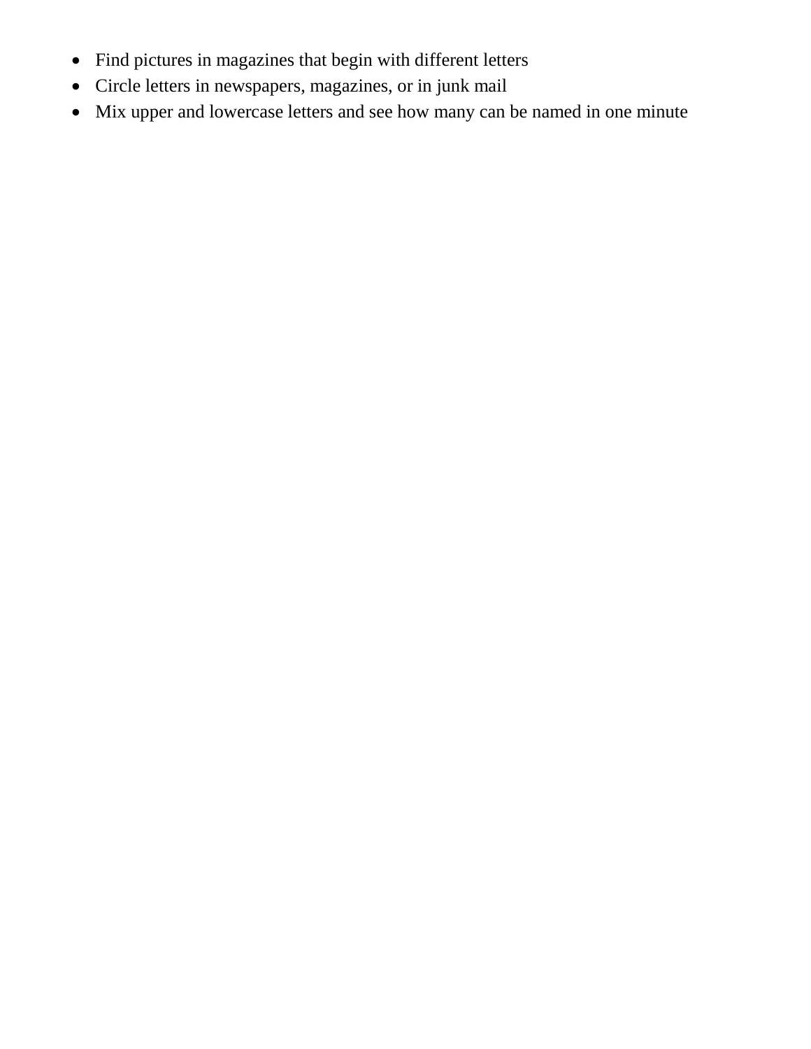- Find pictures in magazines that begin with different letters
- Circle letters in newspapers, magazines, or in junk mail
- Mix upper and lowercase letters and see how many can be named in one minute